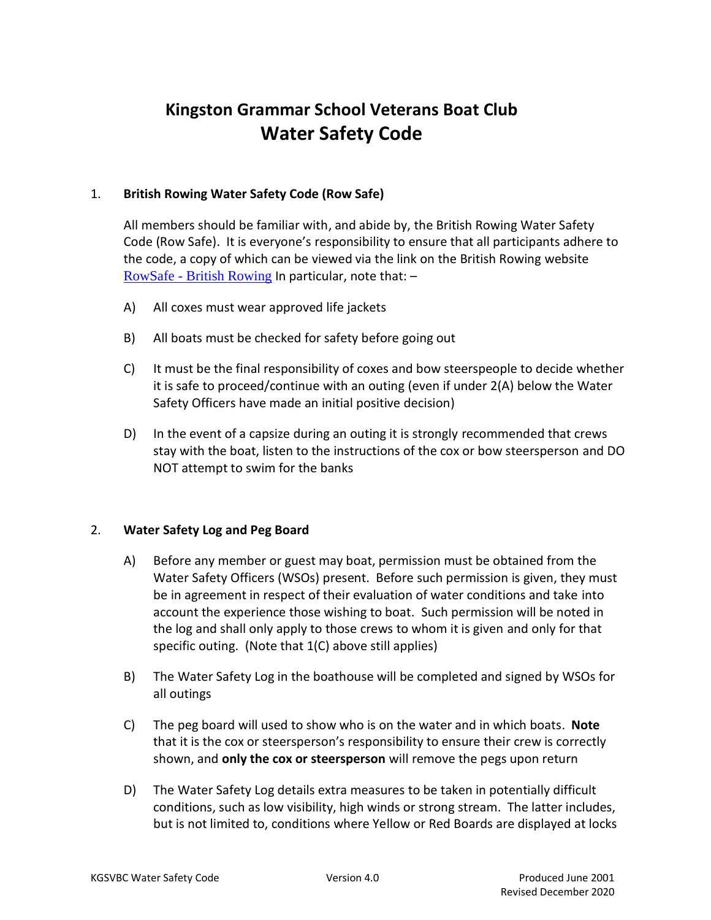# Kingston Grammar School Veterans Boat Club
# Water Safety Code

1. **British Rowing Water Safety Code (Row Safe)**

   All members should be familiar with, and abide by, the British Rowing Water Safety Code (Row Safe). It is everyone's responsibility to ensure that all participants adhere to the code, a copy of which can be viewed via the link on the British Rowing website [RowSafe - British Rowing](RowSafe - British Rowing) In particular, note that: –

   A) All coxes must wear approved life jackets

   B) All boats must be checked for safety before going out

   C) It must be the final responsibility of coxes and bow steerspeople to decide whether it is safe to proceed/continue with an outing (even if under 2(A) below the Water Safety Officers have made an initial positive decision)

   D) In the event of a capsize during an outing it is strongly recommended that crews stay with the boat, listen to the instructions of the cox or bow steersperson and DO NOT attempt to swim for the banks

2. **Water Safety Log and Peg Board**

   A) Before any member or guest may boat, permission must be obtained from the Water Safety Officers (WSOs) present. Before such permission is given, they must be in agreement in respect of their evaluation of water conditions and take into account the experience those wishing to boat. Such permission will be noted in the log and shall only apply to those crews to whom it is given and only for that specific outing. (Note that 1(C) above still applies)

   B) The Water Safety Log in the boathouse will be completed and signed by WSOs for all outings

   C) The peg board will used to show who is on the water and in which boats. **Note** that it is the cox or steersperson's responsibility to ensure their crew is correctly shown, and **only the cox or steersperson** will remove the pegs upon return

   D) The Water Safety Log details extra measures to be taken in potentially difficult conditions, such as low visibility, high winds or strong stream. The latter includes, but is not limited to, conditions where Yellow or Red Boards are displayed at locks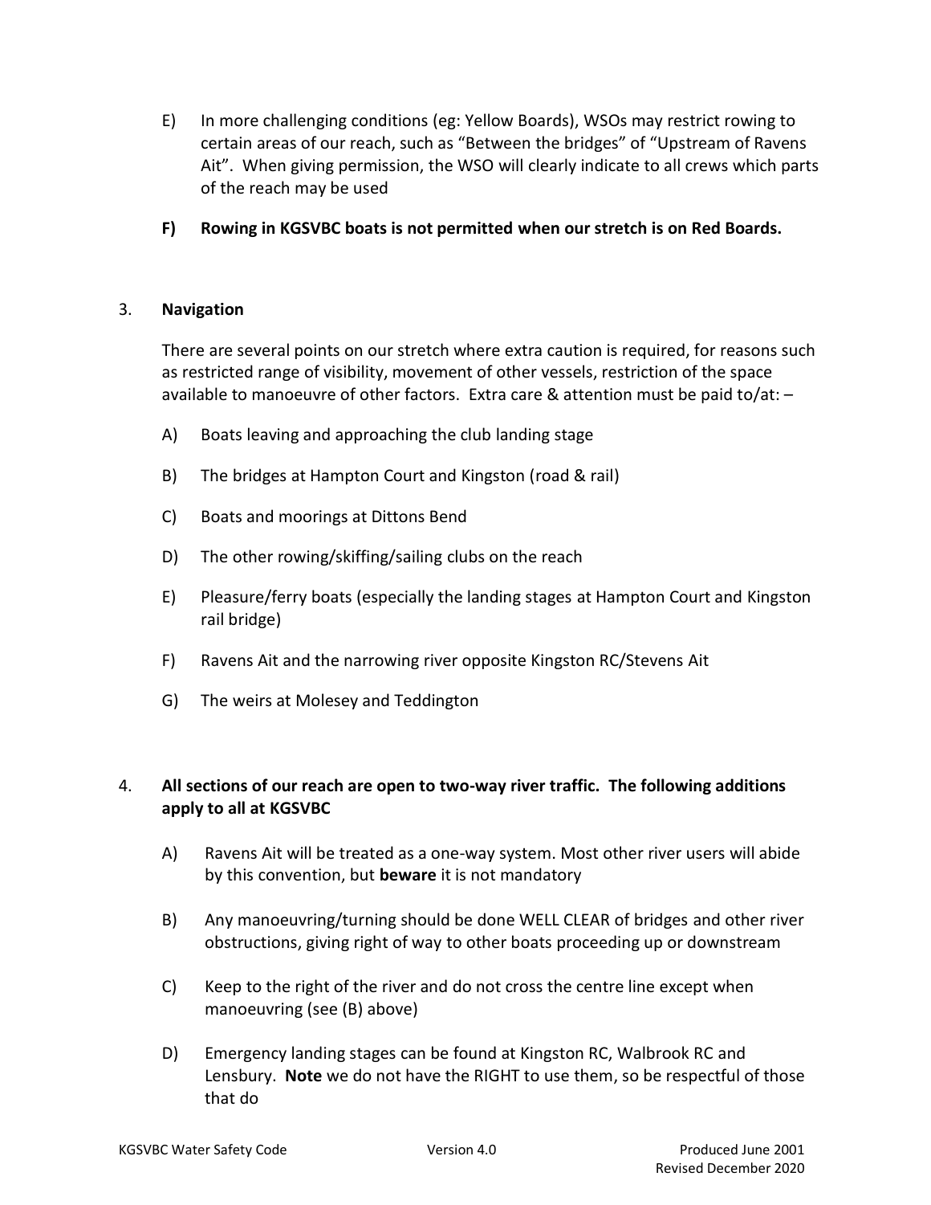E) In more challenging conditions (eg: Yellow Boards), WSOs may restrict rowing to certain areas of our reach, such as "Between the bridges" of "Upstream of Ravens Ait". When giving permission, the WSO will clearly indicate to all crews which parts of the reach may be used

**F) Rowing in KGSVBC boats is not permitted when our stretch is on Red Boards.**

## 3. **Navigation**

There are several points on our stretch where extra caution is required, for reasons such as restricted range of visibility, movement of other vessels, restriction of the space available to manoeuvre of other factors. Extra care & attention must be paid to/at: –

A) Boats leaving and approaching the club landing stage

B) The bridges at Hampton Court and Kingston (road & rail)

C) Boats and moorings at Dittons Bend

D) The other rowing/skiffing/sailing clubs on the reach

E) Pleasure/ferry boats (especially the landing stages at Hampton Court and Kingston rail bridge)

F) Ravens Ait and the narrowing river opposite Kingston RC/Stevens Ait

G) The weirs at Molesey and Teddington

## 4. **All sections of our reach are open to two-way river traffic. The following additions apply to all at KGSVBC**

A) Ravens Ait will be treated as a one-way system. Most other river users will abide by this convention, but **beware** it is not mandatory

B) Any manoeuvring/turning should be done WELL CLEAR of bridges and other river obstructions, giving right of way to other boats proceeding up or downstream

C) Keep to the right of the river and do not cross the centre line except when manoeuvring (see (B) above)

D) Emergency landing stages can be found at Kingston RC, Walbrook RC and Lensbury. **Note** we do not have the RIGHT to use them, so be respectful of those that do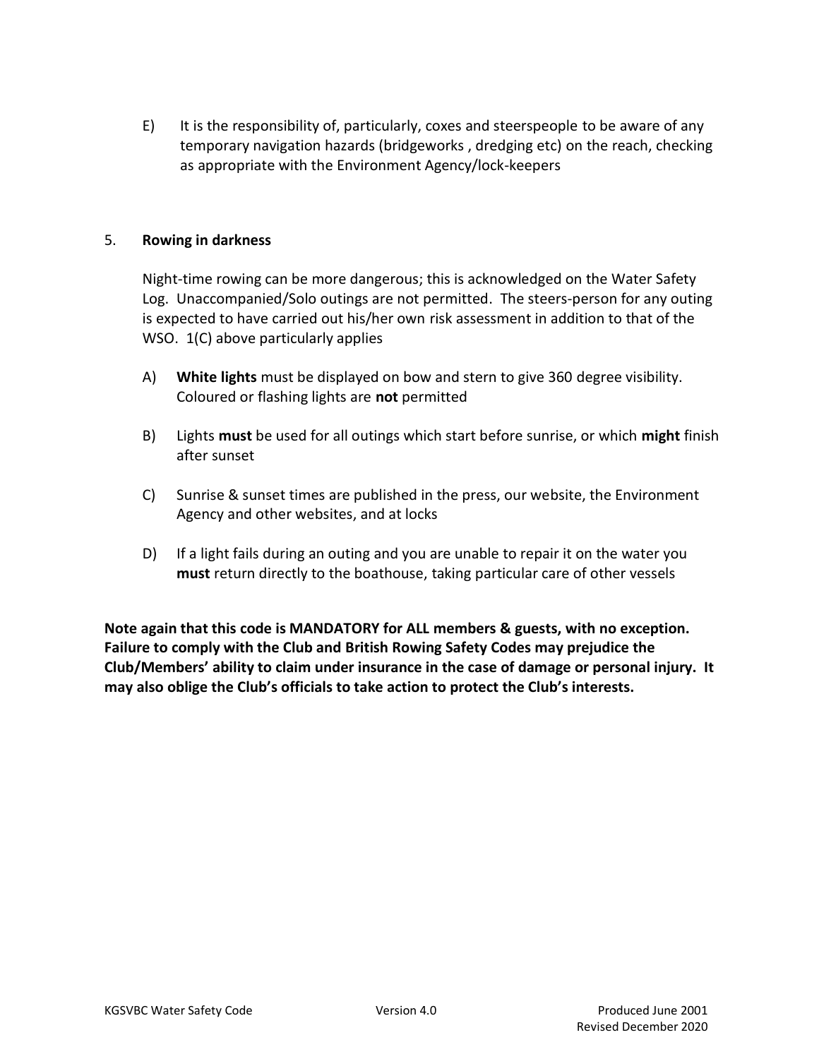E) It is the responsibility of, particularly, coxes and steerspeople to be aware of any temporary navigation hazards (bridgeworks , dredging etc) on the reach, checking as appropriate with the Environment Agency/lock-keepers

## 5. Rowing in darkness

Night-time rowing can be more dangerous; this is acknowledged on the Water Safety Log. Unaccompanied/Solo outings are not permitted. The steers-person for any outing is expected to have carried out his/her own risk assessment in addition to that of the WSO. 1(C) above particularly applies

A) **White lights** must be displayed on bow and stern to give 360 degree visibility. Coloured or flashing lights are **not** permitted

B) Lights **must** be used for all outings which start before sunrise, or which **might** finish after sunset

C) Sunrise & sunset times are published in the press, our website, the Environment Agency and other websites, and at locks

D) If a light fails during an outing and you are unable to repair it on the water you **must** return directly to the boathouse, taking particular care of other vessels

**Note again that this code is MANDATORY for ALL members & guests, with no exception. Failure to comply with the Club and British Rowing Safety Codes may prejudice the Club/Members' ability to claim under insurance in the case of damage or personal injury. It may also oblige the Club's officials to take action to protect the Club's interests.**